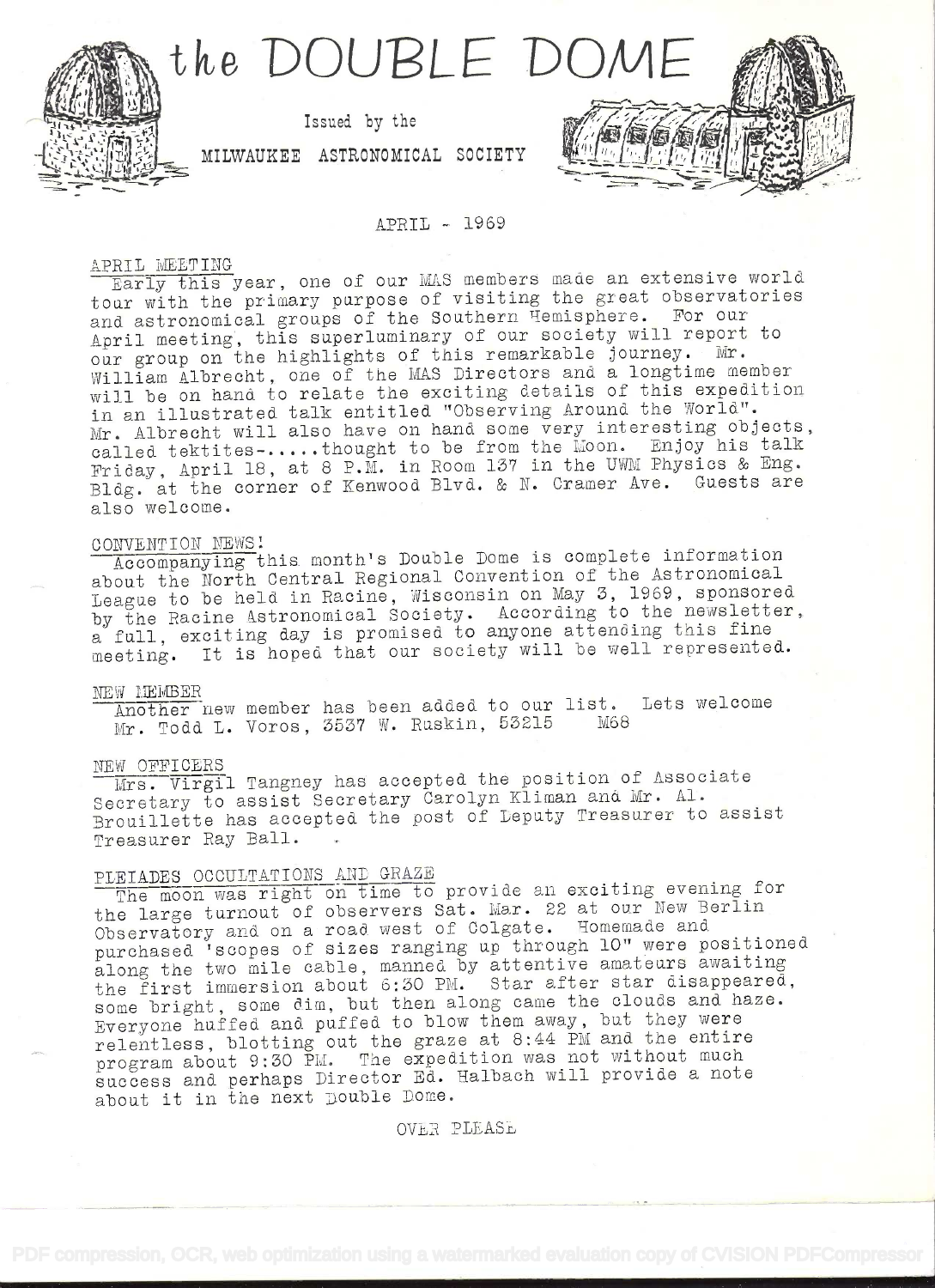# the DOUBLE DOME

Issued by the

MILWAUKEE ASTRONOMICAL SOCIETY

APRIL - 1969

## APRIL MEETING

Early this year, one of our MAS members made an extensive world tour with the primary purpose of visiting the great observatories and astronomical groups of the Southern Hemisphere. For our April meeting, this superluminary of our society will report to our group on the highlights of this remarkable journey. Mr. William Albrecht, one of the MAS Directors and a longtime member will be on hand to relate the exciting details of this expedition in an illustrated talk entitled "Observing Around the World". Mr. Albrecht will also have on hand some very interesting objects, called tektites-.....thought to be from the Moon. Enjoy his talk Friday, April 18, at 8 P.M. in Room 137 in the UWM Physics & Eng. Bldg. at the corner of Kenwood Blvd. & N. Cramer Ave. Guests are also welcome.

## CONVENTION NEWS!

Accompanying this month's Double Dome is complete information about the North Central Regional Convention of the Astronomical League to be held in Racine, Wisconsin on May 3, 1969, sponsored by the Racine Astronomical Society. According to the newsletter, a full, exciting day is promised to anyone attending this fine meeting. It is hoped that our society will be well represented.

## NEW MEMBER

Another new member has been added to our list. Lets welcome Mr. Todd L. Voros, 3537 W. Ruskin, 53215 M68

## NEW OFFICERS

Mrs. Virgil Tangney has accepted the position of Associate Secretary to assist Secretary Carolyn Kliman and Mr. Al. Brouillette has accepted the post of Deputy Treasurer to assist Treasurer Ray Ball.

## PLEIADES OCCULTATIONS AND GRAZE

The moon was right on time to provide an exciting evening for the large turnout of observers Sat. Mar. 22 at our New Berlin Observatory and on a road west of Colgate. Homemade and purchased 'scopes of sizes ranging up through 10" were positioned along the two mile cable, manned by attentive amateurs awaiting the first immersion about 6:30 PM. Star after star disappeared, some bright, some dim, but then along came the clouds and haze. Everyone huffed and puffed to blow them away, but they were relentless, blotting out the graze at 8:44 PM and the entire program about 9:30 PM. The expedition was not without much success and perhaps Director Ed. Halbach will provide a note about it in the next Double Dome.

OVER PLEASE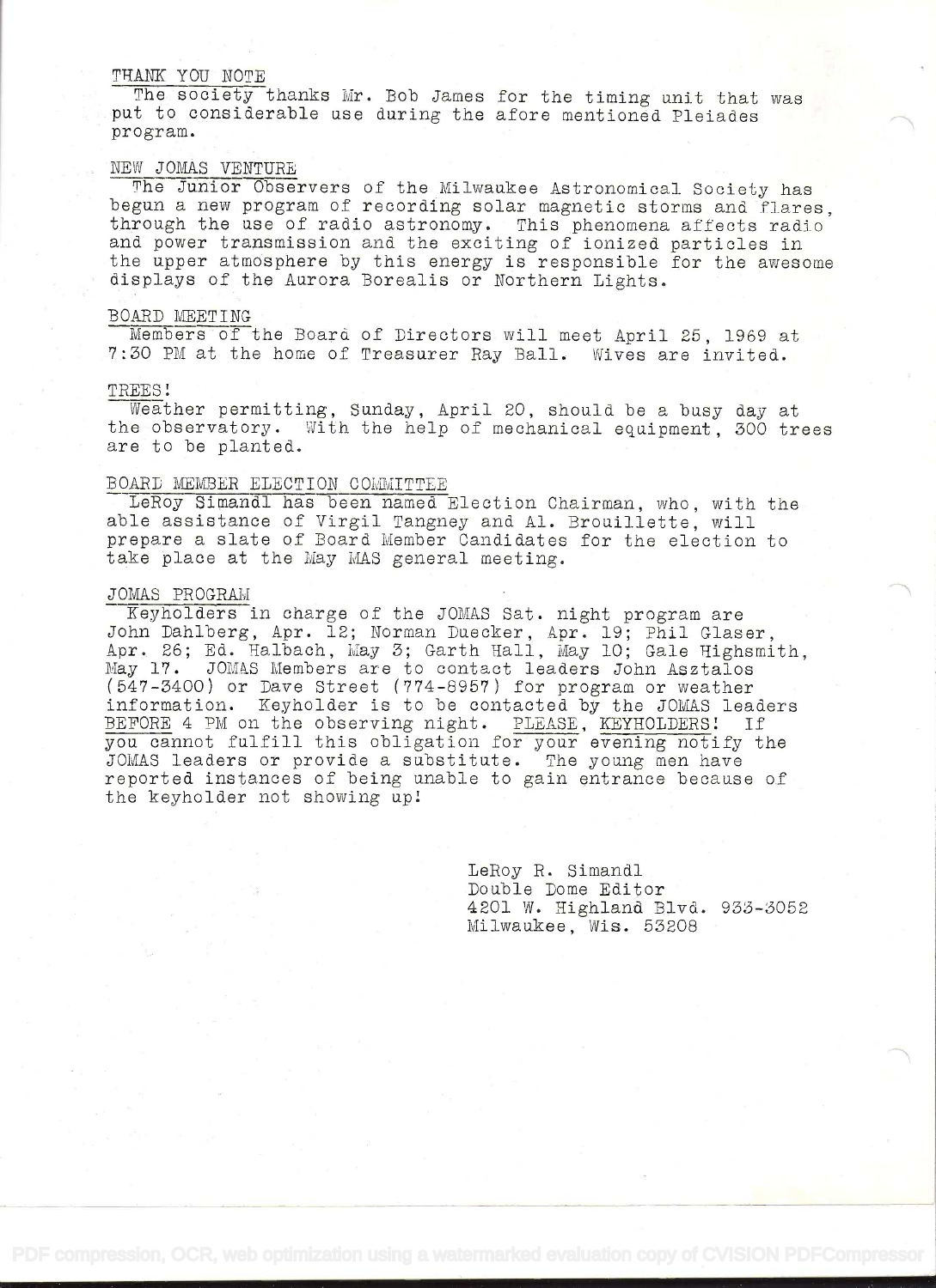## THANK YOU NOTE

The society thanks Mr. Bob James for the timing unit that was put to considerable use during the afore mentioned Pleiades program.

## NEW JOMAS VENTURE

The Junior Observers of the Milwaukee Astronomical Society has begun a new program of recording solar magnetic storms and flares, through the use of radio astronomy. This phenomena affects radio and power transmission and the exciting of ionized particles in the upper atmosphere by this energy is responsible for the awesome displays of the Aurora Borealis or Northern Lights.

## BOARD MEETING

Members of the Board of Directors will meet April 25, 1969 at 7:30 PM at the home of Treasurer Ray Ball. Wives are invited.

## TREES!

Weather permitting, Sunday, April 20, should be a busy day at the observatory. With the help of mechanical equipment, 300 trees are to be planted.

## BOARD MEMBER ELECTION COMMITTEE

LeRoy Simandl has been named Election Chairman, who, with the able assistance of Virgil Tangney and Al. Brouillette, will prepare a slate of Board Member Candidates for the election to take place at the May MAS general meeting.

## JOMAS PROGRAM

Keyholders in charge of the JOMAS Sat. night program are John Dahlberg, Apr. 12; Norman Duecker, Apr. 19; Phil Glaser, Apr. 26; Ed. Halbach, May 3; Garth Hall, May 10; Gale Highsmith, May 17. JOMAS Members are to contact leaders John Asztalos (547-3400) or Dave Street (774-8957) for program or weather information. Keyholder is to be contacted by the JOMAS leaders BEFORE 4 PM on the observing night. PLEASE, KEYHOLDERS! If you cannot fulfill this obligation for your evening notify the JOMAS leaders or provide a substitute. The young men have reported instances of being unable to gain entrance because of the keyholder not showing up!

LeRoy R. Simandl
Double Dome Editor
4201 W. Highland Blvd. 933-3052
Milwaukee, Wis. 53208